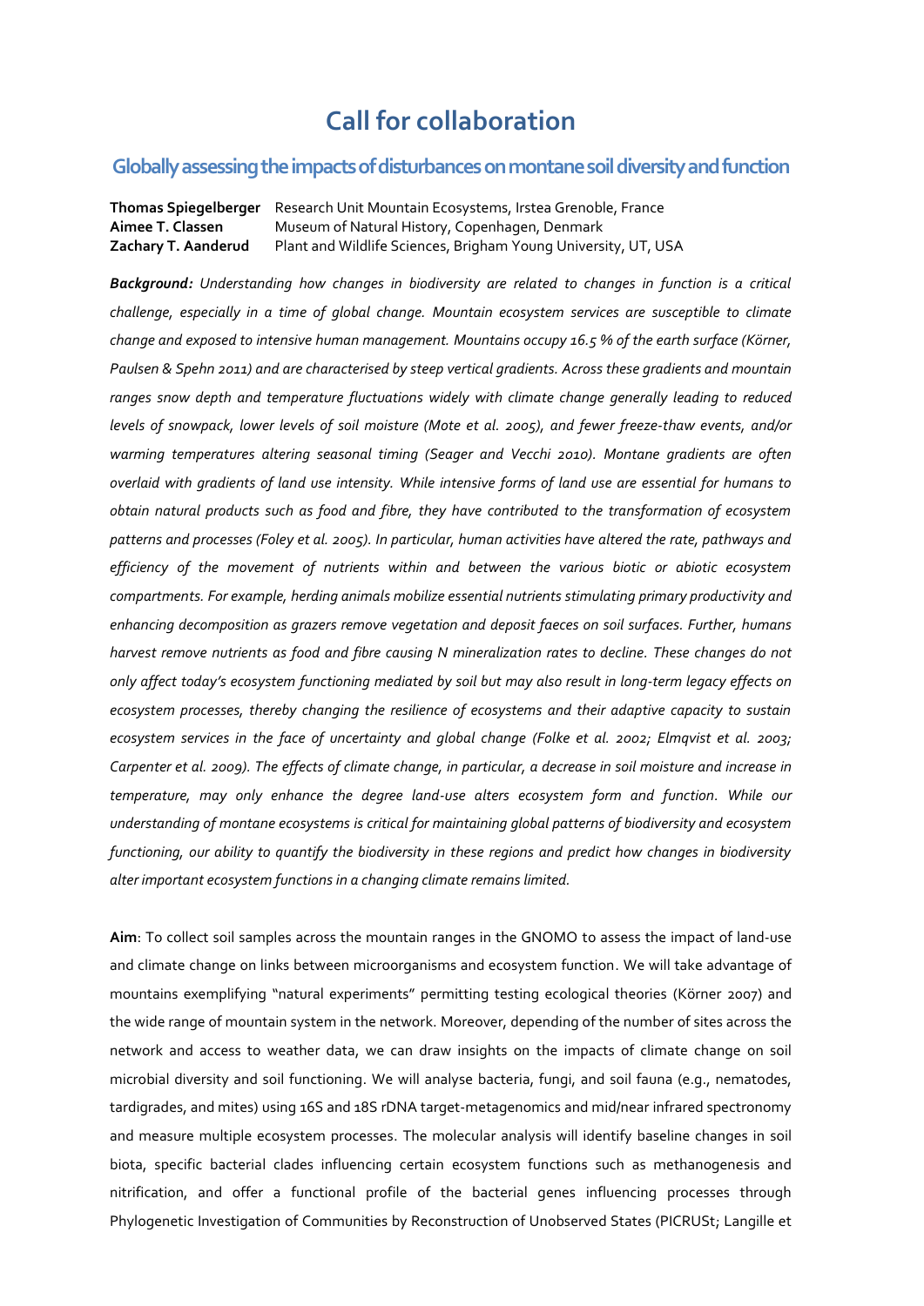# Call for collaboration

## Globally assessing the impacts of disturbances on montane soil diversity and function

**Thomas Spiegelberger** Research Unit Mountain Ecosystems, Irstea Grenoble, France
**Aimee T. Classen** Museum of Natural History, Copenhagen, Denmark
**Zachary T. Aanderud** Plant and Wildlife Sciences, Brigham Young University, UT, USA

***Background:*** *Understanding how changes in biodiversity are related to changes in function is a critical challenge, especially in a time of global change. Mountain ecosystem services are susceptible to climate change and exposed to intensive human management. Mountains occupy 16.5 % of the earth surface (Körner, Paulsen & Spehn 2011) and are characterised by steep vertical gradients. Across these gradients and mountain ranges snow depth and temperature fluctuations widely with climate change generally leading to reduced levels of snowpack, lower levels of soil moisture (Mote et al. 2005), and fewer freeze-thaw events, and/or warming temperatures altering seasonal timing (Seager and Vecchi 2010). Montane gradients are often overlaid with gradients of land use intensity. While intensive forms of land use are essential for humans to obtain natural products such as food and fibre, they have contributed to the transformation of ecosystem patterns and processes (Foley et al. 2005). In particular, human activities have altered the rate, pathways and efficiency of the movement of nutrients within and between the various biotic or abiotic ecosystem compartments. For example, herding animals mobilize essential nutrients stimulating primary productivity and enhancing decomposition as grazers remove vegetation and deposit faeces on soil surfaces. Further, humans harvest remove nutrients as food and fibre causing N mineralization rates to decline. These changes do not only affect today's ecosystem functioning mediated by soil but may also result in long-term legacy effects on ecosystem processes, thereby changing the resilience of ecosystems and their adaptive capacity to sustain ecosystem services in the face of uncertainty and global change (Folke et al. 2002; Elmqvist et al. 2003; Carpenter et al. 2009). The effects of climate change, in particular, a decrease in soil moisture and increase in temperature, may only enhance the degree land-use alters ecosystem form and function. While our understanding of montane ecosystems is critical for maintaining global patterns of biodiversity and ecosystem functioning, our ability to quantify the biodiversity in these regions and predict how changes in biodiversity alter important ecosystem functions in a changing climate remains limited.*

**Aim**: To collect soil samples across the mountain ranges in the GNOMO to assess the impact of land-use and climate change on links between microorganisms and ecosystem function. We will take advantage of mountains exemplifying "natural experiments" permitting testing ecological theories (Körner 2007) and the wide range of mountain system in the network. Moreover, depending of the number of sites across the network and access to weather data, we can draw insights on the impacts of climate change on soil microbial diversity and soil functioning. We will analyse bacteria, fungi, and soil fauna (e.g., nematodes, tardigrades, and mites) using 16S and 18S rDNA target-metagenomics and mid/near infrared spectronomy and measure multiple ecosystem processes. The molecular analysis will identify baseline changes in soil biota, specific bacterial clades influencing certain ecosystem functions such as methanogenesis and nitrification, and offer a functional profile of the bacterial genes influencing processes through Phylogenetic Investigation of Communities by Reconstruction of Unobserved States (PICRUSt; Langille et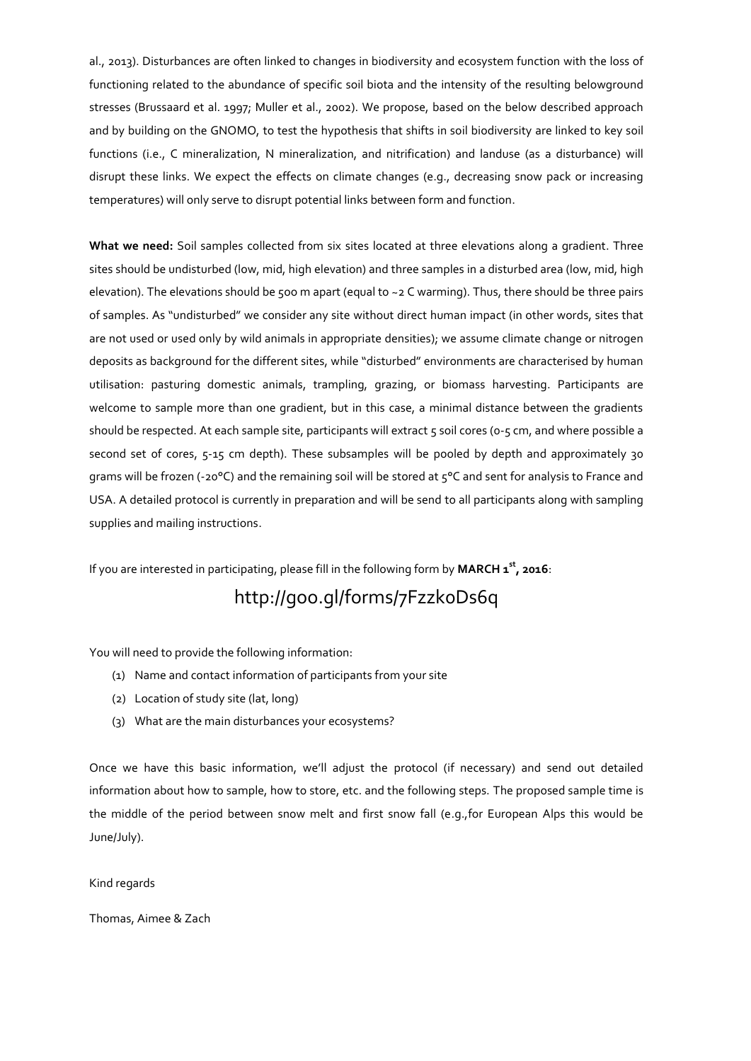al., 2013). Disturbances are often linked to changes in biodiversity and ecosystem function with the loss of functioning related to the abundance of specific soil biota and the intensity of the resulting belowground stresses (Brussaard et al. 1997; Muller et al., 2002). We propose, based on the below described approach and by building on the GNOMO, to test the hypothesis that shifts in soil biodiversity are linked to key soil functions (i.e., C mineralization, N mineralization, and nitrification) and landuse (as a disturbance) will disrupt these links. We expect the effects on climate changes (e.g., decreasing snow pack or increasing temperatures) will only serve to disrupt potential links between form and function.

**What we need:** Soil samples collected from six sites located at three elevations along a gradient. Three sites should be undisturbed (low, mid, high elevation) and three samples in a disturbed area (low, mid, high elevation). The elevations should be 500 m apart (equal to ~2 C warming). Thus, there should be three pairs of samples. As "undisturbed" we consider any site without direct human impact (in other words, sites that are not used or used only by wild animals in appropriate densities); we assume climate change or nitrogen deposits as background for the different sites, while "disturbed" environments are characterised by human utilisation: pasturing domestic animals, trampling, grazing, or biomass harvesting. Participants are welcome to sample more than one gradient, but in this case, a minimal distance between the gradients should be respected. At each sample site, participants will extract 5 soil cores (0-5 cm, and where possible a second set of cores, 5-15 cm depth). These subsamples will be pooled by depth and approximately 30 grams will be frozen (-20°C) and the remaining soil will be stored at 5°C and sent for analysis to France and USA. A detailed protocol is currently in preparation and will be send to all participants along with sampling supplies and mailing instructions.

If you are interested in participating, please fill in the following form by **MARCH 1st, 2016**:

http://goo.gl/forms/7Fzzk0Ds6q

You will need to provide the following information:

1. Name and contact information of participants from your site
2. Location of study site (lat, long)
3. What are the main disturbances your ecosystems?

Once we have this basic information, we'll adjust the protocol (if necessary) and send out detailed information about how to sample, how to store, etc. and the following steps. The proposed sample time is the middle of the period between snow melt and first snow fall (e.g.,for European Alps this would be June/July).

Kind regards

Thomas, Aimee & Zach